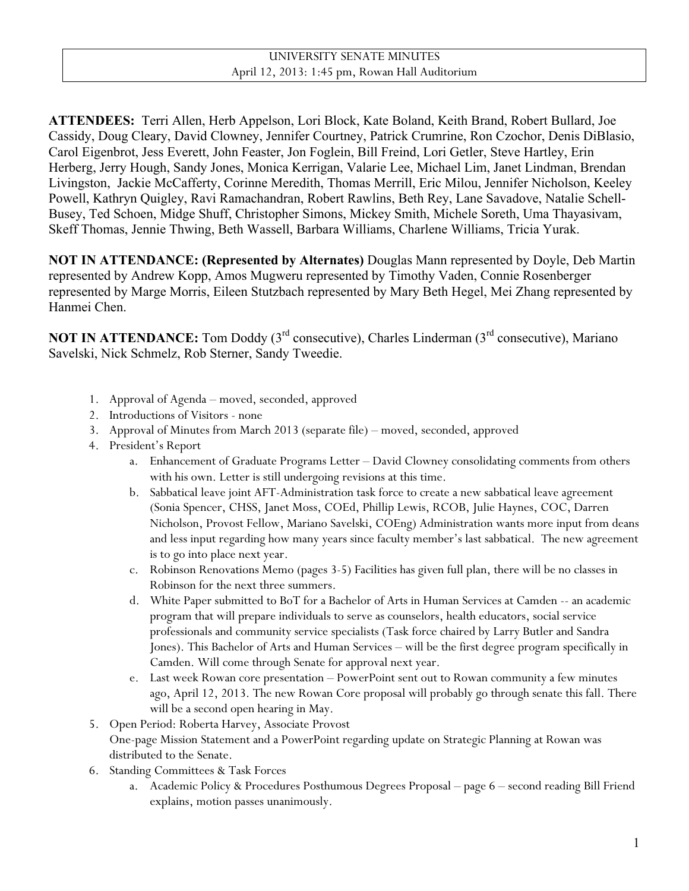UNIVERSITY SENATE MINUTES
April 12, 2013: 1:45 pm, Rowan Hall Auditorium

**ATTENDEES:** Terri Allen, Herb Appelson, Lori Block, Kate Boland, Keith Brand, Robert Bullard, Joe Cassidy, Doug Cleary, David Clowney, Jennifer Courtney, Patrick Crumrine, Ron Czochor, Denis DiBlasio, Carol Eigenbrot, Jess Everett, John Feaster, Jon Foglein, Bill Freind, Lori Getler, Steve Hartley, Erin Herberg, Jerry Hough, Sandy Jones, Monica Kerrigan, Valarie Lee, Michael Lim, Janet Lindman, Brendan Livingston, Jackie McCafferty, Corinne Meredith, Thomas Merrill, Eric Milou, Jennifer Nicholson, Keeley Powell, Kathryn Quigley, Ravi Ramachandran, Robert Rawlins, Beth Rey, Lane Savadove, Natalie Schell-Busey, Ted Schoen, Midge Shuff, Christopher Simons, Mickey Smith, Michele Soreth, Uma Thayasivam, Skeff Thomas, Jennie Thwing, Beth Wassell, Barbara Williams, Charlene Williams, Tricia Yurak.

**NOT IN ATTENDANCE: (Represented by Alternates)** Douglas Mann represented by Doyle, Deb Martin represented by Andrew Kopp, Amos Mugweru represented by Timothy Vaden, Connie Rosenberger represented by Marge Morris, Eileen Stutzbach represented by Mary Beth Hegel, Mei Zhang represented by Hanmei Chen.

**NOT IN ATTENDANCE:** Tom Doddy (3rd consecutive), Charles Linderman (3rd consecutive), Mariano Savelski, Nick Schmelz, Rob Sterner, Sandy Tweedie.

1. Approval of Agenda – moved, seconded, approved
2. Introductions of Visitors - none
3. Approval of Minutes from March 2013 (separate file) – moved, seconded, approved
4. President's Report
   a. Enhancement of Graduate Programs Letter – David Clowney consolidating comments from others with his own. Letter is still undergoing revisions at this time.
   b. Sabbatical leave joint AFT-Administration task force to create a new sabbatical leave agreement (Sonia Spencer, CHSS, Janet Moss, COEd, Phillip Lewis, RCOB, Julie Haynes, COC, Darren Nicholson, Provost Fellow, Mariano Savelski, COEng) Administration wants more input from deans and less input regarding how many years since faculty member's last sabbatical. The new agreement is to go into place next year.
   c. Robinson Renovations Memo (pages 3-5) Facilities has given full plan, there will be no classes in Robinson for the next three summers.
   d. White Paper submitted to BoT for a Bachelor of Arts in Human Services at Camden -- an academic program that will prepare individuals to serve as counselors, health educators, social service professionals and community service specialists (Task force chaired by Larry Butler and Sandra Jones). This Bachelor of Arts and Human Services – will be the first degree program specifically in Camden. Will come through Senate for approval next year.
   e. Last week Rowan core presentation – PowerPoint sent out to Rowan community a few minutes ago, April 12, 2013. The new Rowan Core proposal will probably go through senate this fall. There will be a second open hearing in May.
5. Open Period: Roberta Harvey, Associate Provost
   One-page Mission Statement and a PowerPoint regarding update on Strategic Planning at Rowan was distributed to the Senate.
6. Standing Committees & Task Forces
   a. Academic Policy & Procedures Posthumous Degrees Proposal – page 6 – second reading Bill Friend explains, motion passes unanimously.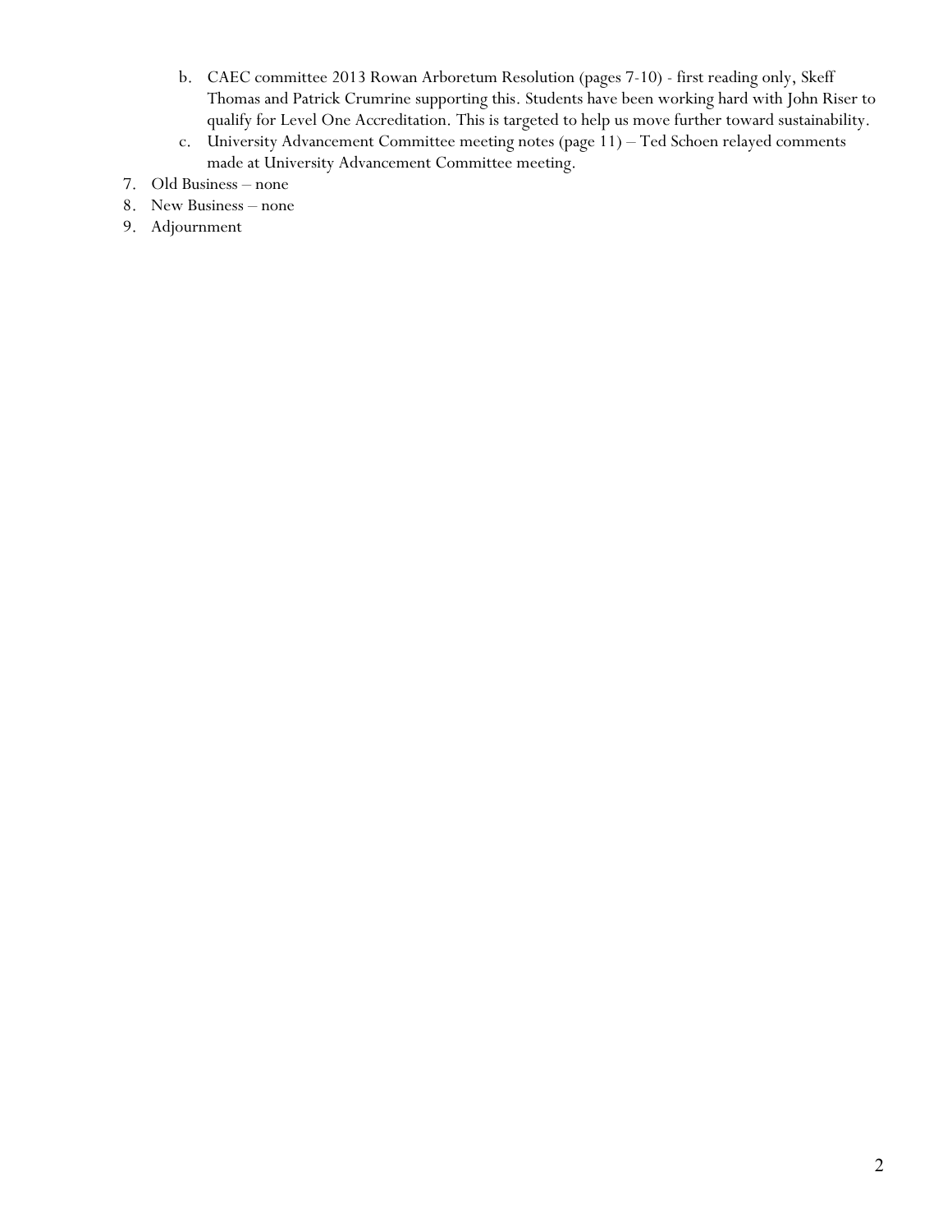b. CAEC committee 2013 Rowan Arboretum Resolution (pages 7-10) - first reading only, Skeff Thomas and Patrick Crumrine supporting this. Students have been working hard with John Riser to qualify for Level One Accreditation. This is targeted to help us move further toward sustainability.
  c. University Advancement Committee meeting notes (page 11) – Ted Schoen relayed comments made at University Advancement Committee meeting.

7. Old Business – none
8. New Business – none
9. Adjournment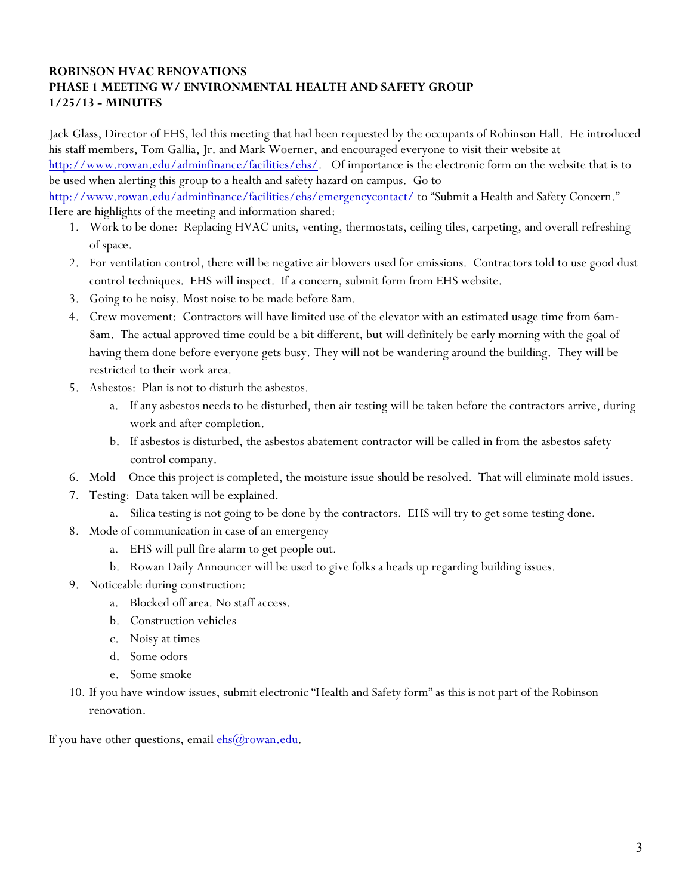**ROBINSON HVAC RENOVATIONS**
**PHASE 1 MEETING W/ ENVIRONMENTAL HEALTH AND SAFETY GROUP**
**1/25/13 - MINUTES**

Jack Glass, Director of EHS, led this meeting that had been requested by the occupants of Robinson Hall. He introduced his staff members, Tom Gallia, Jr. and Mark Woerner, and encouraged everyone to visit their website at http://www.rowan.edu/adminfinance/facilities/ehs/. Of importance is the electronic form on the website that is to be used when alerting this group to a health and safety hazard on campus. Go to http://www.rowan.edu/adminfinance/facilities/ehs/emergencycontact/ to "Submit a Health and Safety Concern." Here are highlights of the meeting and information shared:

1. Work to be done: Replacing HVAC units, venting, thermostats, ceiling tiles, carpeting, and overall refreshing of space.
2. For ventilation control, there will be negative air blowers used for emissions. Contractors told to use good dust control techniques. EHS will inspect. If a concern, submit form from EHS website.
3. Going to be noisy. Most noise to be made before 8am.
4. Crew movement: Contractors will have limited use of the elevator with an estimated usage time from 6am-8am. The actual approved time could be a bit different, but will definitely be early morning with the goal of having them done before everyone gets busy. They will not be wandering around the building. They will be restricted to their work area.
5. Asbestos: Plan is not to disturb the asbestos.
   a. If any asbestos needs to be disturbed, then air testing will be taken before the contractors arrive, during work and after completion.
   b. If asbestos is disturbed, the asbestos abatement contractor will be called in from the asbestos safety control company.
6. Mold – Once this project is completed, the moisture issue should be resolved. That will eliminate mold issues.
7. Testing: Data taken will be explained.
   a. Silica testing is not going to be done by the contractors. EHS will try to get some testing done.
8. Mode of communication in case of an emergency
   a. EHS will pull fire alarm to get people out.
   b. Rowan Daily Announcer will be used to give folks a heads up regarding building issues.
9. Noticeable during construction:
   a. Blocked off area. No staff access.
   b. Construction vehicles
   c. Noisy at times
   d. Some odors
   e. Some smoke
10. If you have window issues, submit electronic "Health and Safety form" as this is not part of the Robinson renovation.

If you have other questions, email ehs@rowan.edu.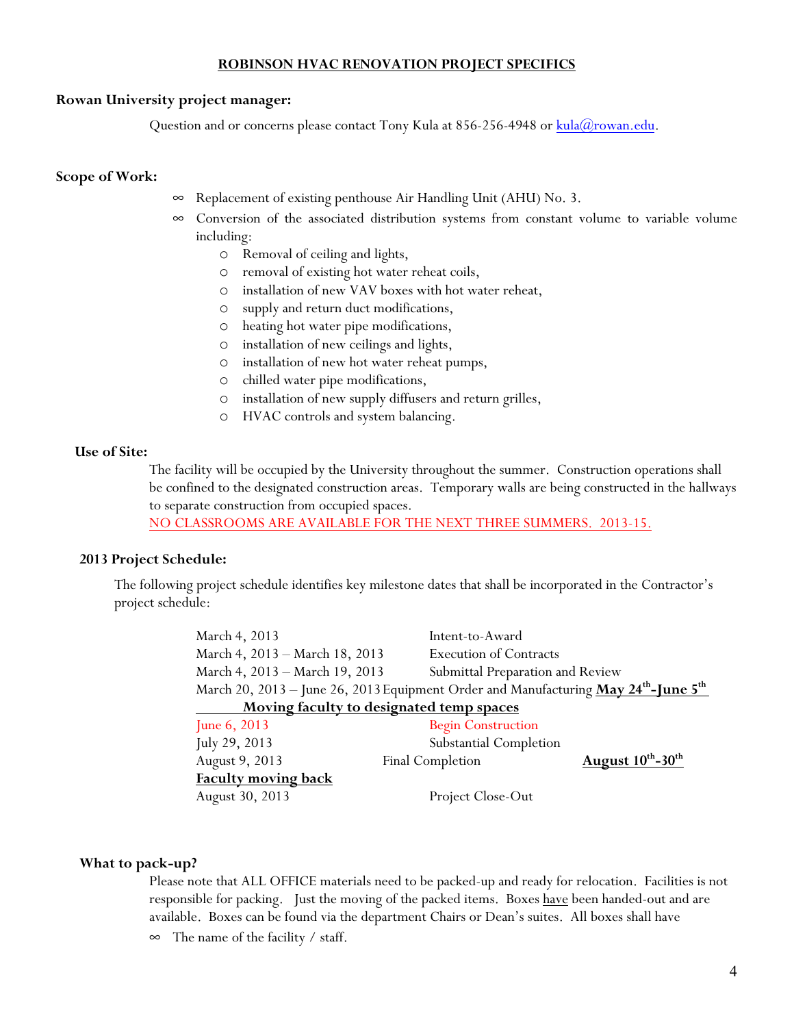## ROBINSON HVAC RENOVATION PROJECT SPECIFICS

**Rowan University project manager:**

Question and or concerns please contact Tony Kula at 856-256-4948 or kula@rowan.edu.

**Scope of Work:**

- Replacement of existing penthouse Air Handling Unit (AHU) No. 3.
- Conversion of the associated distribution systems from constant volume to variable volume including:
  - Removal of ceiling and lights,
  - removal of existing hot water reheat coils,
  - installation of new VAV boxes with hot water reheat,
  - supply and return duct modifications,
  - heating hot water pipe modifications,
  - installation of new ceilings and lights,
  - installation of new hot water reheat pumps,
  - chilled water pipe modifications,
  - installation of new supply diffusers and return grilles,
  - HVAC controls and system balancing.

**Use of Site:**

The facility will be occupied by the University throughout the summer. Construction operations shall be confined to the designated construction areas. Temporary walls are being constructed in the hallways to separate construction from occupied spaces.
NO CLASSROOMS ARE AVAILABLE FOR THE NEXT THREE SUMMERS. 2013-15.

**2013 Project Schedule:**

The following project schedule identifies key milestone dates that shall be incorporated in the Contractor's project schedule:

| | | |
|---|---|---|
| March 4, 2013 | Intent-to-Award | |
| March 4, 2013 – March 18, 2013 | Execution of Contracts | |
| March 4, 2013 – March 19, 2013 | Submittal Preparation and Review | |
| March 20, 2013 – June 26, 2013 | Equipment Order and Manufacturing | **May 24th-June 5th Moving faculty to designated temp spaces** |
| June 6, 2013 | Begin Construction | |
| July 29, 2013 | Substantial Completion | |
| August 9, 2013 | Final Completion | **August 10th-30th Faculty moving back** |
| August 30, 2013 | Project Close-Out | |

**What to pack-up?**

Please note that ALL OFFICE materials need to be packed-up and ready for relocation. Facilities is not responsible for packing. Just the moving of the packed items. Boxes have been handed-out and are available. Boxes can be found via the department Chairs or Dean's suites. All boxes shall have

- The name of the facility / staff.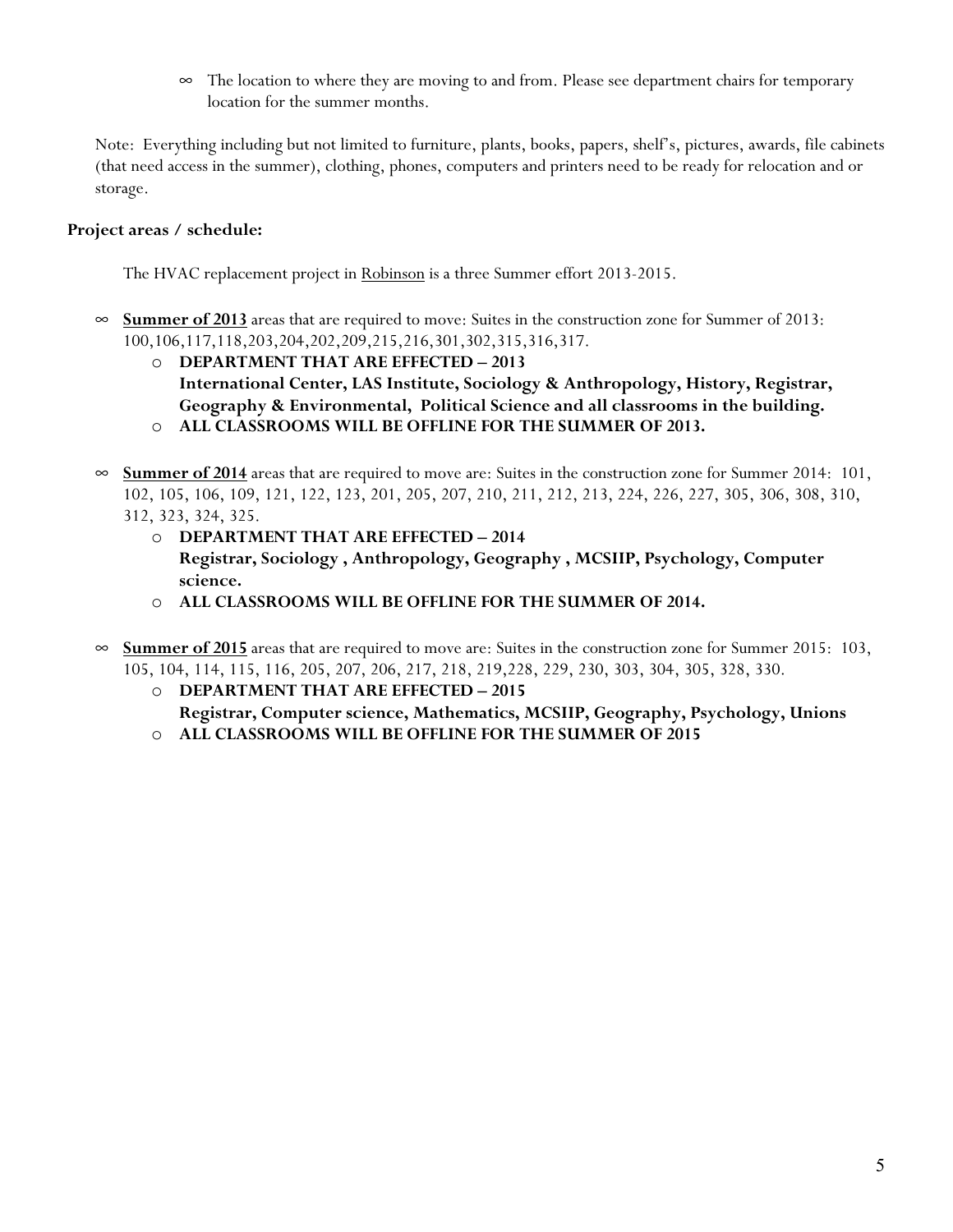- The location to where they are moving to and from. Please see department chairs for temporary location for the summer months.

Note: Everything including but not limited to furniture, plants, books, papers, shelf's, pictures, awards, file cabinets (that need access in the summer), clothing, phones, computers and printers need to be ready for relocation and or storage.

**Project areas / schedule:**

The HVAC replacement project in <u>Robinson</u> is a three Summer effort 2013-2015.

- **<u>Summer of 2013</u>** areas that are required to move: Suites in the construction zone for Summer of 2013: 100,106,117,118,203,204,202,209,215,216,301,302,315,316,317.
  - **DEPARTMENT THAT ARE EFFECTED – 2013**
    **International Center, LAS Institute, Sociology & Anthropology, History, Registrar, Geography & Environmental, Political Science and all classrooms in the building.**
  - **ALL CLASSROOMS WILL BE OFFLINE FOR THE SUMMER OF 2013.**

- **<u>Summer of 2014</u>** areas that are required to move are: Suites in the construction zone for Summer 2014: 101, 102, 105, 106, 109, 121, 122, 123, 201, 205, 207, 210, 211, 212, 213, 224, 226, 227, 305, 306, 308, 310, 312, 323, 324, 325.
  - **DEPARTMENT THAT ARE EFFECTED – 2014**
    **Registrar, Sociology , Anthropology, Geography , MCSIIP, Psychology, Computer science.**
  - **ALL CLASSROOMS WILL BE OFFLINE FOR THE SUMMER OF 2014.**

- **<u>Summer of 2015</u>** areas that are required to move are: Suites in the construction zone for Summer 2015: 103, 105, 104, 114, 115, 116, 205, 207, 206, 217, 218, 219,228, 229, 230, 303, 304, 305, 328, 330.
  - **DEPARTMENT THAT ARE EFFECTED – 2015**
    **Registrar, Computer science, Mathematics, MCSIIP, Geography, Psychology, Unions**
  - **ALL CLASSROOMS WILL BE OFFLINE FOR THE SUMMER OF 2015**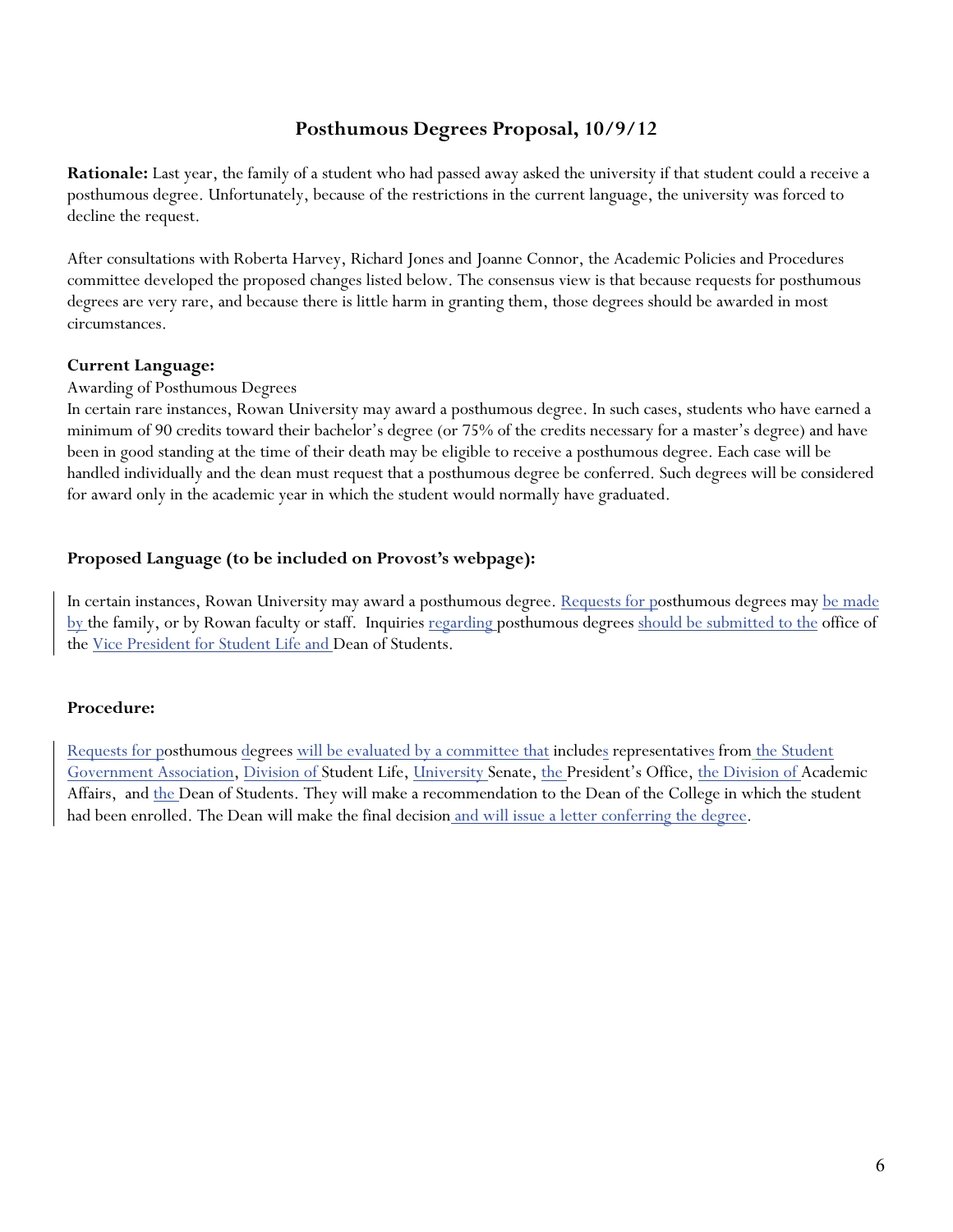## Posthumous Degrees Proposal, 10/9/12

**Rationale:** Last year, the family of a student who had passed away asked the university if that student could a receive a posthumous degree. Unfortunately, because of the restrictions in the current language, the university was forced to decline the request.

After consultations with Roberta Harvey, Richard Jones and Joanne Connor, the Academic Policies and Procedures committee developed the proposed changes listed below. The consensus view is that because requests for posthumous degrees are very rare, and because there is little harm in granting them, those degrees should be awarded in most circumstances.

**Current Language:**

Awarding of Posthumous Degrees

In certain rare instances, Rowan University may award a posthumous degree. In such cases, students who have earned a minimum of 90 credits toward their bachelor's degree (or 75% of the credits necessary for a master's degree) and have been in good standing at the time of their death may be eligible to receive a posthumous degree. Each case will be handled individually and the dean must request that a posthumous degree be conferred. Such degrees will be considered for award only in the academic year in which the student would normally have graduated.

**Proposed Language (to be included on Provost's webpage):**

In certain instances, Rowan University may award a posthumous degree. Requests for posthumous degrees may be made by the family, or by Rowan faculty or staff. Inquiries regarding posthumous degrees should be submitted to the office of the Vice President for Student Life and Dean of Students.

**Procedure:**

Requests for posthumous degrees will be evaluated by a committee that includes representatives from the Student Government Association, Division of Student Life, University Senate, the President's Office, the Division of Academic Affairs, and the Dean of Students. They will make a recommendation to the Dean of the College in which the student had been enrolled. The Dean will make the final decision and will issue a letter conferring the degree.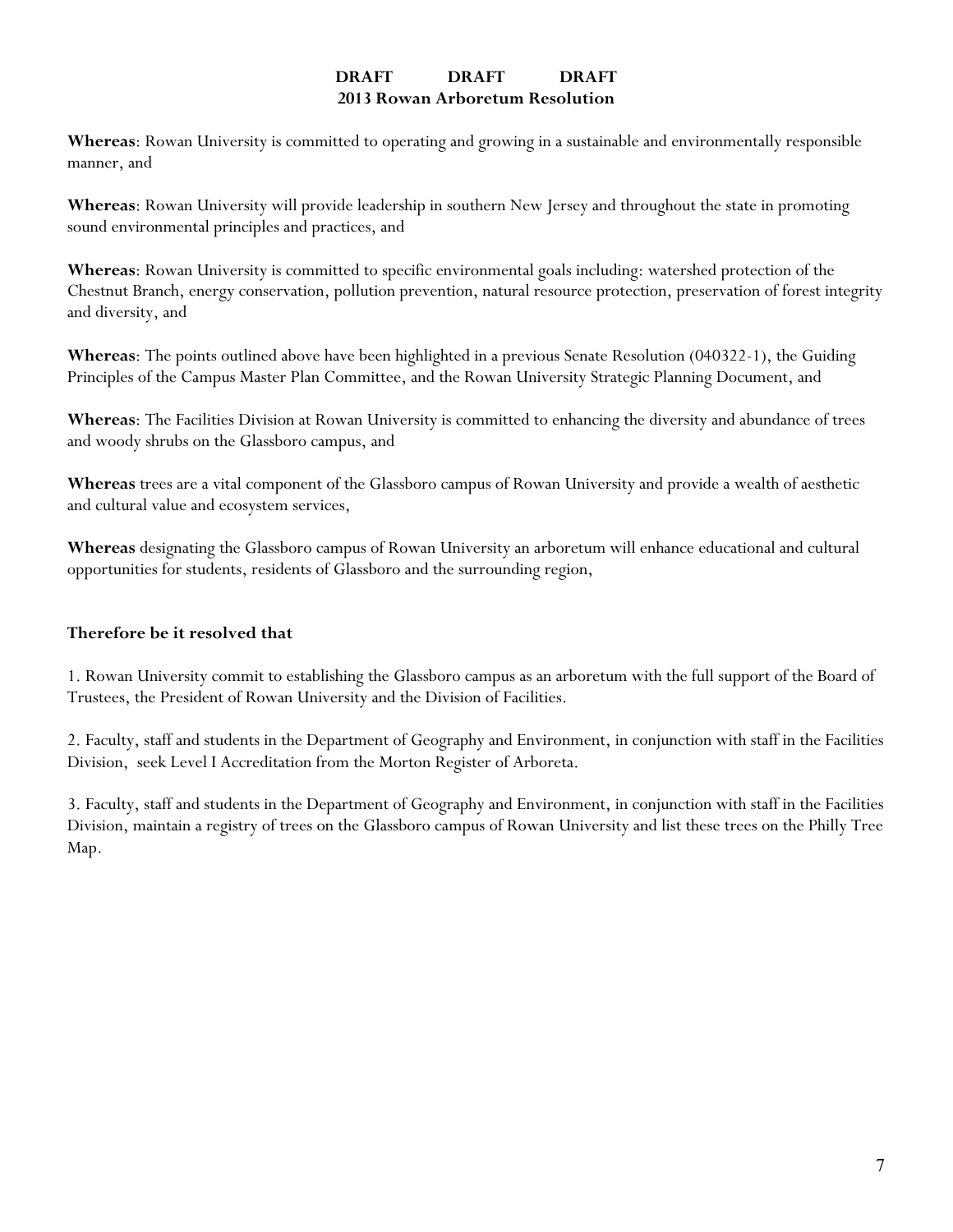**DRAFT DRAFT DRAFT**

**2013 Rowan Arboretum Resolution**

**Whereas**: Rowan University is committed to operating and growing in a sustainable and environmentally responsible manner, and

**Whereas**: Rowan University will provide leadership in southern New Jersey and throughout the state in promoting sound environmental principles and practices, and

**Whereas**: Rowan University is committed to specific environmental goals including: watershed protection of the Chestnut Branch, energy conservation, pollution prevention, natural resource protection, preservation of forest integrity and diversity, and

**Whereas**: The points outlined above have been highlighted in a previous Senate Resolution (040322-1), the Guiding Principles of the Campus Master Plan Committee, and the Rowan University Strategic Planning Document, and

**Whereas**: The Facilities Division at Rowan University is committed to enhancing the diversity and abundance of trees and woody shrubs on the Glassboro campus, and

**Whereas** trees are a vital component of the Glassboro campus of Rowan University and provide a wealth of aesthetic and cultural value and ecosystem services,

**Whereas** designating the Glassboro campus of Rowan University an arboretum will enhance educational and cultural opportunities for students, residents of Glassboro and the surrounding region,

**Therefore be it resolved that**

1. Rowan University commit to establishing the Glassboro campus as an arboretum with the full support of the Board of Trustees, the President of Rowan University and the Division of Facilities.

2. Faculty, staff and students in the Department of Geography and Environment, in conjunction with staff in the Facilities Division, seek Level I Accreditation from the Morton Register of Arboreta.

3. Faculty, staff and students in the Department of Geography and Environment, in conjunction with staff in the Facilities Division, maintain a registry of trees on the Glassboro campus of Rowan University and list these trees on the Philly Tree Map.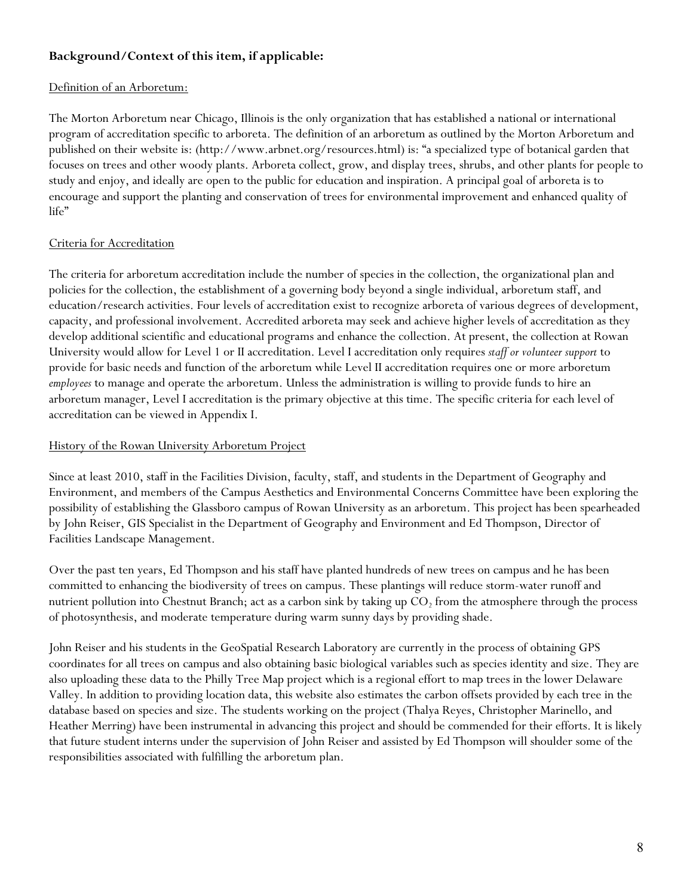**Background/Context of this item, if applicable:**

Definition of an Arboretum:

The Morton Arboretum near Chicago, Illinois is the only organization that has established a national or international program of accreditation specific to arboreta. The definition of an arboretum as outlined by the Morton Arboretum and published on their website is: (http://www.arbnet.org/resources.html) is: "a specialized type of botanical garden that focuses on trees and other woody plants. Arboreta collect, grow, and display trees, shrubs, and other plants for people to study and enjoy, and ideally are open to the public for education and inspiration. A principal goal of arboreta is to encourage and support the planting and conservation of trees for environmental improvement and enhanced quality of life"

Criteria for Accreditation

The criteria for arboretum accreditation include the number of species in the collection, the organizational plan and policies for the collection, the establishment of a governing body beyond a single individual, arboretum staff, and education/research activities. Four levels of accreditation exist to recognize arboreta of various degrees of development, capacity, and professional involvement. Accredited arboreta may seek and achieve higher levels of accreditation as they develop additional scientific and educational programs and enhance the collection. At present, the collection at Rowan University would allow for Level 1 or II accreditation. Level I accreditation only requires *staff or volunteer support* to provide for basic needs and function of the arboretum while Level II accreditation requires one or more arboretum *employees* to manage and operate the arboretum. Unless the administration is willing to provide funds to hire an arboretum manager, Level I accreditation is the primary objective at this time. The specific criteria for each level of accreditation can be viewed in Appendix I.

History of the Rowan University Arboretum Project

Since at least 2010, staff in the Facilities Division, faculty, staff, and students in the Department of Geography and Environment, and members of the Campus Aesthetics and Environmental Concerns Committee have been exploring the possibility of establishing the Glassboro campus of Rowan University as an arboretum. This project has been spearheaded by John Reiser, GIS Specialist in the Department of Geography and Environment and Ed Thompson, Director of Facilities Landscape Management.

Over the past ten years, Ed Thompson and his staff have planted hundreds of new trees on campus and he has been committed to enhancing the biodiversity of trees on campus. These plantings will reduce storm-water runoff and nutrient pollution into Chestnut Branch; act as a carbon sink by taking up $CO_2$ from the atmosphere through the process of photosynthesis, and moderate temperature during warm sunny days by providing shade.

John Reiser and his students in the GeoSpatial Research Laboratory are currently in the process of obtaining GPS coordinates for all trees on campus and also obtaining basic biological variables such as species identity and size. They are also uploading these data to the Philly Tree Map project which is a regional effort to map trees in the lower Delaware Valley. In addition to providing location data, this website also estimates the carbon offsets provided by each tree in the database based on species and size. The students working on the project (Thalya Reyes, Christopher Marinello, and Heather Merring) have been instrumental in advancing this project and should be commended for their efforts. It is likely that future student interns under the supervision of John Reiser and assisted by Ed Thompson will shoulder some of the responsibilities associated with fulfilling the arboretum plan.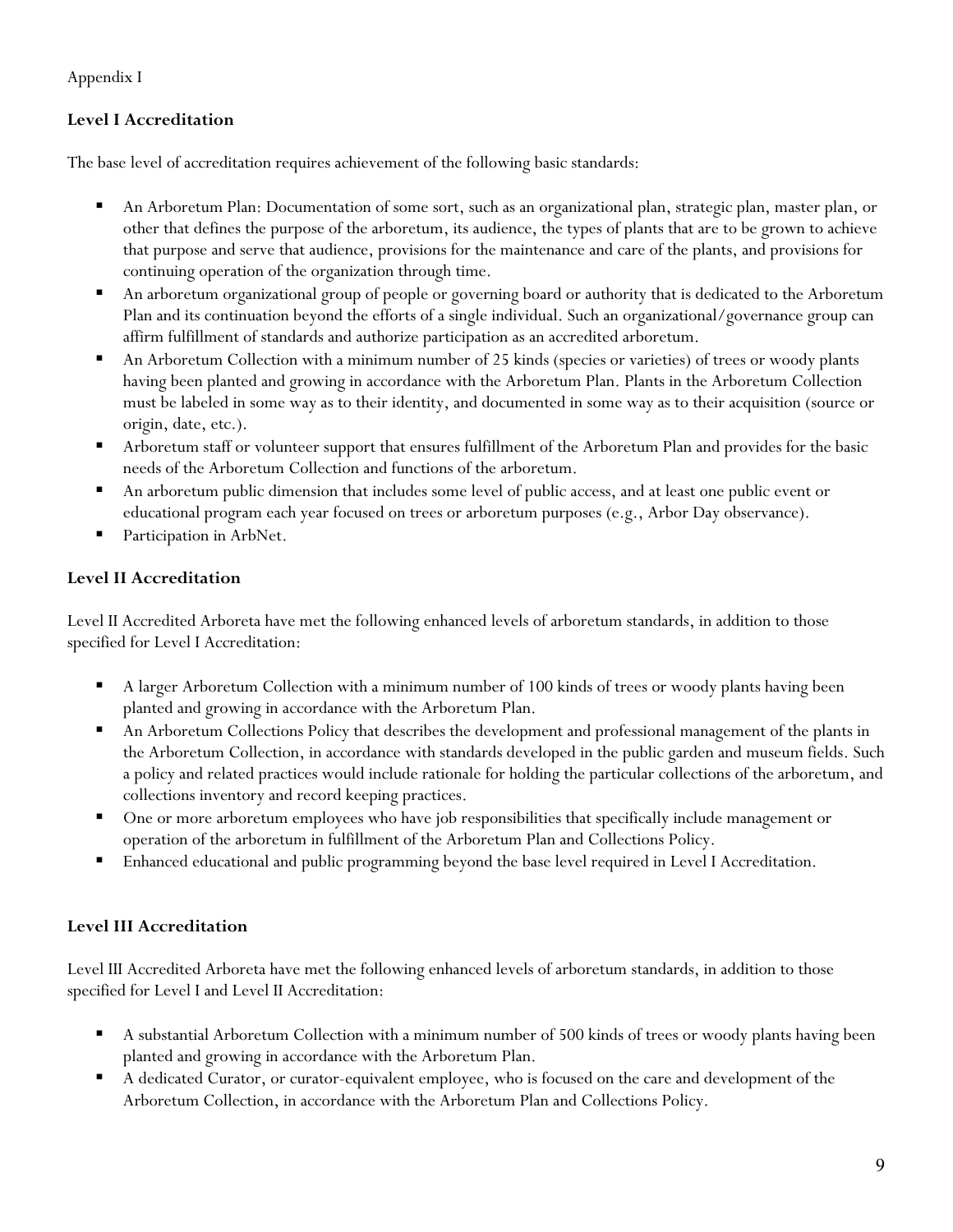Appendix I

### Level I Accreditation

The base level of accreditation requires achievement of the following basic standards:

- An Arboretum Plan: Documentation of some sort, such as an organizational plan, strategic plan, master plan, or other that defines the purpose of the arboretum, its audience, the types of plants that are to be grown to achieve that purpose and serve that audience, provisions for the maintenance and care of the plants, and provisions for continuing operation of the organization through time.
- An arboretum organizational group of people or governing board or authority that is dedicated to the Arboretum Plan and its continuation beyond the efforts of a single individual. Such an organizational/governance group can affirm fulfillment of standards and authorize participation as an accredited arboretum.
- An Arboretum Collection with a minimum number of 25 kinds (species or varieties) of trees or woody plants having been planted and growing in accordance with the Arboretum Plan. Plants in the Arboretum Collection must be labeled in some way as to their identity, and documented in some way as to their acquisition (source or origin, date, etc.).
- Arboretum staff or volunteer support that ensures fulfillment of the Arboretum Plan and provides for the basic needs of the Arboretum Collection and functions of the arboretum.
- An arboretum public dimension that includes some level of public access, and at least one public event or educational program each year focused on trees or arboretum purposes (e.g., Arbor Day observance).
- Participation in ArbNet.

### Level II Accreditation

Level II Accredited Arboreta have met the following enhanced levels of arboretum standards, in addition to those specified for Level I Accreditation:

- A larger Arboretum Collection with a minimum number of 100 kinds of trees or woody plants having been planted and growing in accordance with the Arboretum Plan.
- An Arboretum Collections Policy that describes the development and professional management of the plants in the Arboretum Collection, in accordance with standards developed in the public garden and museum fields. Such a policy and related practices would include rationale for holding the particular collections of the arboretum, and collections inventory and record keeping practices.
- One or more arboretum employees who have job responsibilities that specifically include management or operation of the arboretum in fulfillment of the Arboretum Plan and Collections Policy.
- Enhanced educational and public programming beyond the base level required in Level I Accreditation.

### Level III Accreditation

Level III Accredited Arboreta have met the following enhanced levels of arboretum standards, in addition to those specified for Level I and Level II Accreditation:

- A substantial Arboretum Collection with a minimum number of 500 kinds of trees or woody plants having been planted and growing in accordance with the Arboretum Plan.
- A dedicated Curator, or curator-equivalent employee, who is focused on the care and development of the Arboretum Collection, in accordance with the Arboretum Plan and Collections Policy.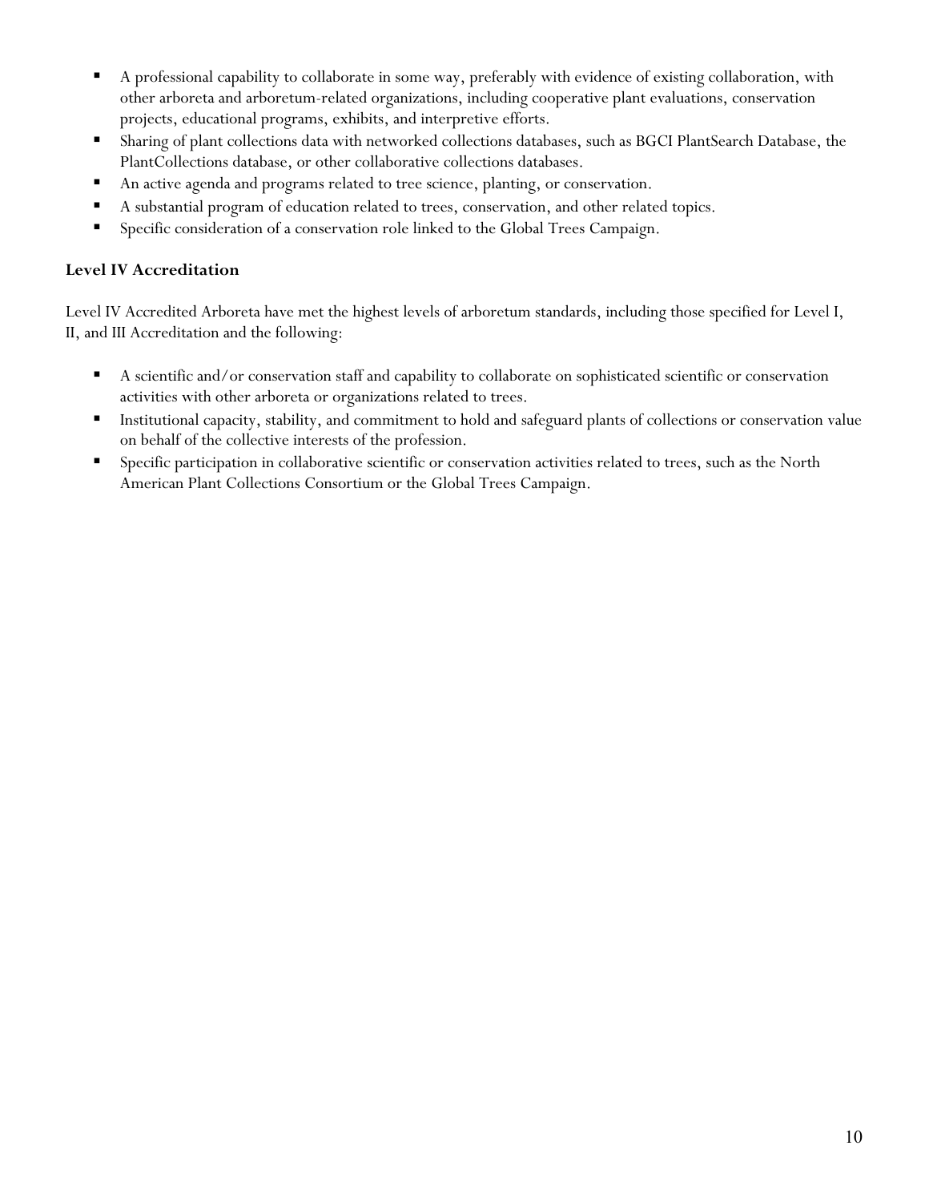- A professional capability to collaborate in some way, preferably with evidence of existing collaboration, with other arboreta and arboretum-related organizations, including cooperative plant evaluations, conservation projects, educational programs, exhibits, and interpretive efforts.
- Sharing of plant collections data with networked collections databases, such as BGCI PlantSearch Database, the PlantCollections database, or other collaborative collections databases.
- An active agenda and programs related to tree science, planting, or conservation.
- A substantial program of education related to trees, conservation, and other related topics.
- Specific consideration of a conservation role linked to the Global Trees Campaign.

### Level IV Accreditation

Level IV Accredited Arboreta have met the highest levels of arboretum standards, including those specified for Level I, II, and III Accreditation and the following:

- A scientific and/or conservation staff and capability to collaborate on sophisticated scientific or conservation activities with other arboreta or organizations related to trees.
- Institutional capacity, stability, and commitment to hold and safeguard plants of collections or conservation value on behalf of the collective interests of the profession.
- Specific participation in collaborative scientific or conservation activities related to trees, such as the North American Plant Collections Consortium or the Global Trees Campaign.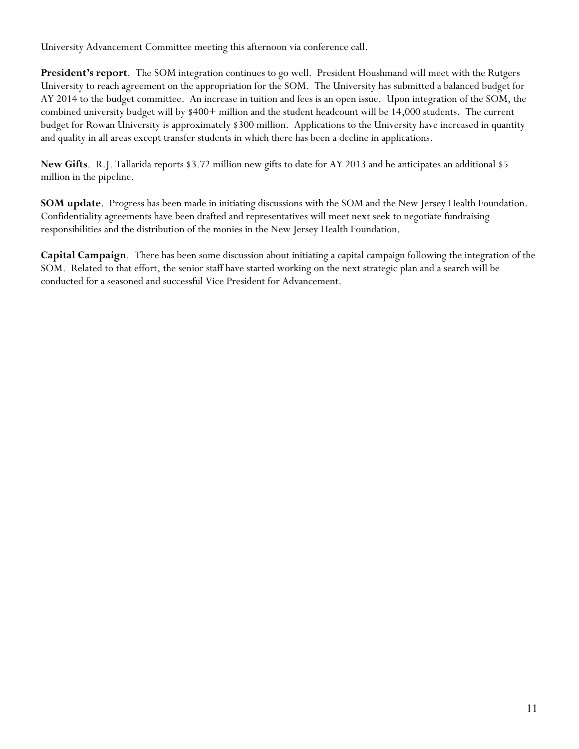University Advancement Committee meeting this afternoon via conference call.

**President's report**. The SOM integration continues to go well. President Houshmand will meet with the Rutgers University to reach agreement on the appropriation for the SOM. The University has submitted a balanced budget for AY 2014 to the budget committee. An increase in tuition and fees is an open issue. Upon integration of the SOM, the combined university budget will by $400+ million and the student headcount will be 14,000 students. The current budget for Rowan University is approximately $300 million. Applications to the University have increased in quantity and quality in all areas except transfer students in which there has been a decline in applications.

**New Gifts**. R.J. Tallarida reports $3.72 million new gifts to date for AY 2013 and he anticipates an additional $5 million in the pipeline.

**SOM update**. Progress has been made in initiating discussions with the SOM and the New Jersey Health Foundation. Confidentiality agreements have been drafted and representatives will meet next seek to negotiate fundraising responsibilities and the distribution of the monies in the New Jersey Health Foundation.

**Capital Campaign**. There has been some discussion about initiating a capital campaign following the integration of the SOM. Related to that effort, the senior staff have started working on the next strategic plan and a search will be conducted for a seasoned and successful Vice President for Advancement.